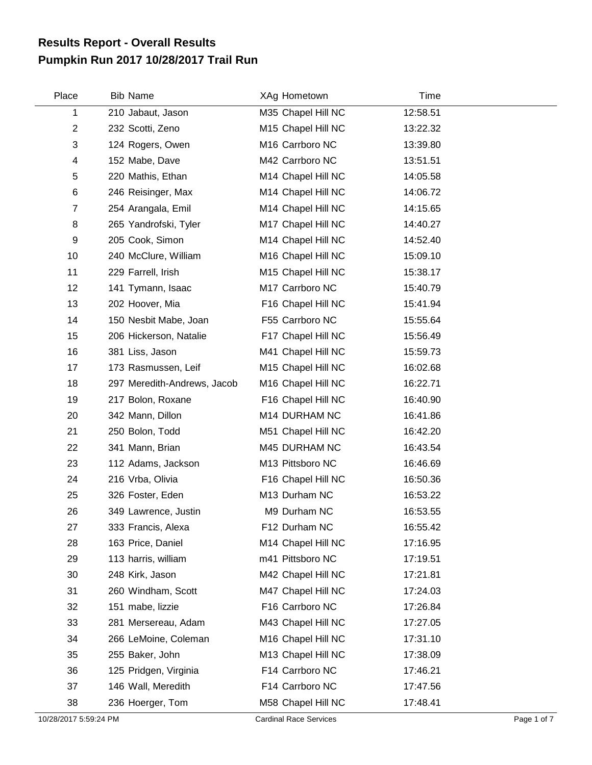# Results Report - Overall Results

## Pumpkin Run 2017 10/28/2017 Trail Run

| Place | Bib | Name | XAg | Hometown | Time |
|---|---|---|---|---|---|
| 1 | 210 | Jabaut, Jason | M35 | Chapel Hill NC | 12:58.51 |
| 2 | 232 | Scotti, Zeno | M15 | Chapel Hill NC | 13:22.32 |
| 3 | 124 | Rogers, Owen | M16 | Carrboro NC | 13:39.80 |
| 4 | 152 | Mabe, Dave | M42 | Carrboro NC | 13:51.51 |
| 5 | 220 | Mathis, Ethan | M14 | Chapel Hill NC | 14:05.58 |
| 6 | 246 | Reisinger, Max | M14 | Chapel Hill NC | 14:06.72 |
| 7 | 254 | Arangala, Emil | M14 | Chapel Hill NC | 14:15.65 |
| 8 | 265 | Yandrofski, Tyler | M17 | Chapel Hill NC | 14:40.27 |
| 9 | 205 | Cook, Simon | M14 | Chapel Hill NC | 14:52.40 |
| 10 | 240 | McClure, William | M16 | Chapel Hill NC | 15:09.10 |
| 11 | 229 | Farrell, Irish | M15 | Chapel Hill NC | 15:38.17 |
| 12 | 141 | Tymann, Isaac | M17 | Carrboro NC | 15:40.79 |
| 13 | 202 | Hoover, Mia | F16 | Chapel Hill NC | 15:41.94 |
| 14 | 150 | Nesbit Mabe, Joan | F55 | Carrboro NC | 15:55.64 |
| 15 | 206 | Hickerson, Natalie | F17 | Chapel Hill NC | 15:56.49 |
| 16 | 381 | Liss, Jason | M41 | Chapel Hill NC | 15:59.73 |
| 17 | 173 | Rasmussen, Leif | M15 | Chapel Hill NC | 16:02.68 |
| 18 | 297 | Meredith-Andrews, Jacob | M16 | Chapel Hill NC | 16:22.71 |
| 19 | 217 | Bolon, Roxane | F16 | Chapel Hill NC | 16:40.90 |
| 20 | 342 | Mann, Dillon | M14 | DURHAM NC | 16:41.86 |
| 21 | 250 | Bolon, Todd | M51 | Chapel Hill NC | 16:42.20 |
| 22 | 341 | Mann, Brian | M45 | DURHAM NC | 16:43.54 |
| 23 | 112 | Adams, Jackson | M13 | Pittsboro NC | 16:46.69 |
| 24 | 216 | Vrba, Olivia | F16 | Chapel Hill NC | 16:50.36 |
| 25 | 326 | Foster, Eden | M13 | Durham NC | 16:53.22 |
| 26 | 349 | Lawrence, Justin | M9 | Durham NC | 16:53.55 |
| 27 | 333 | Francis, Alexa | F12 | Durham NC | 16:55.42 |
| 28 | 163 | Price, Daniel | M14 | Chapel Hill NC | 17:16.95 |
| 29 | 113 | harris, william | m41 | Pittsboro NC | 17:19.51 |
| 30 | 248 | Kirk, Jason | M42 | Chapel Hill NC | 17:21.81 |
| 31 | 260 | Windham, Scott | M47 | Chapel Hill NC | 17:24.03 |
| 32 | 151 | mabe, lizzie | F16 | Carrboro NC | 17:26.84 |
| 33 | 281 | Mersereau, Adam | M43 | Chapel Hill NC | 17:27.05 |
| 34 | 266 | LeMoine, Coleman | M16 | Chapel Hill NC | 17:31.10 |
| 35 | 255 | Baker, John | M13 | Chapel Hill NC | 17:38.09 |
| 36 | 125 | Pridgen, Virginia | F14 | Carrboro NC | 17:46.21 |
| 37 | 146 | Wall, Meredith | F14 | Carrboro NC | 17:47.56 |
| 38 | 236 | Hoerger, Tom | M58 | Chapel Hill NC | 17:48.41 |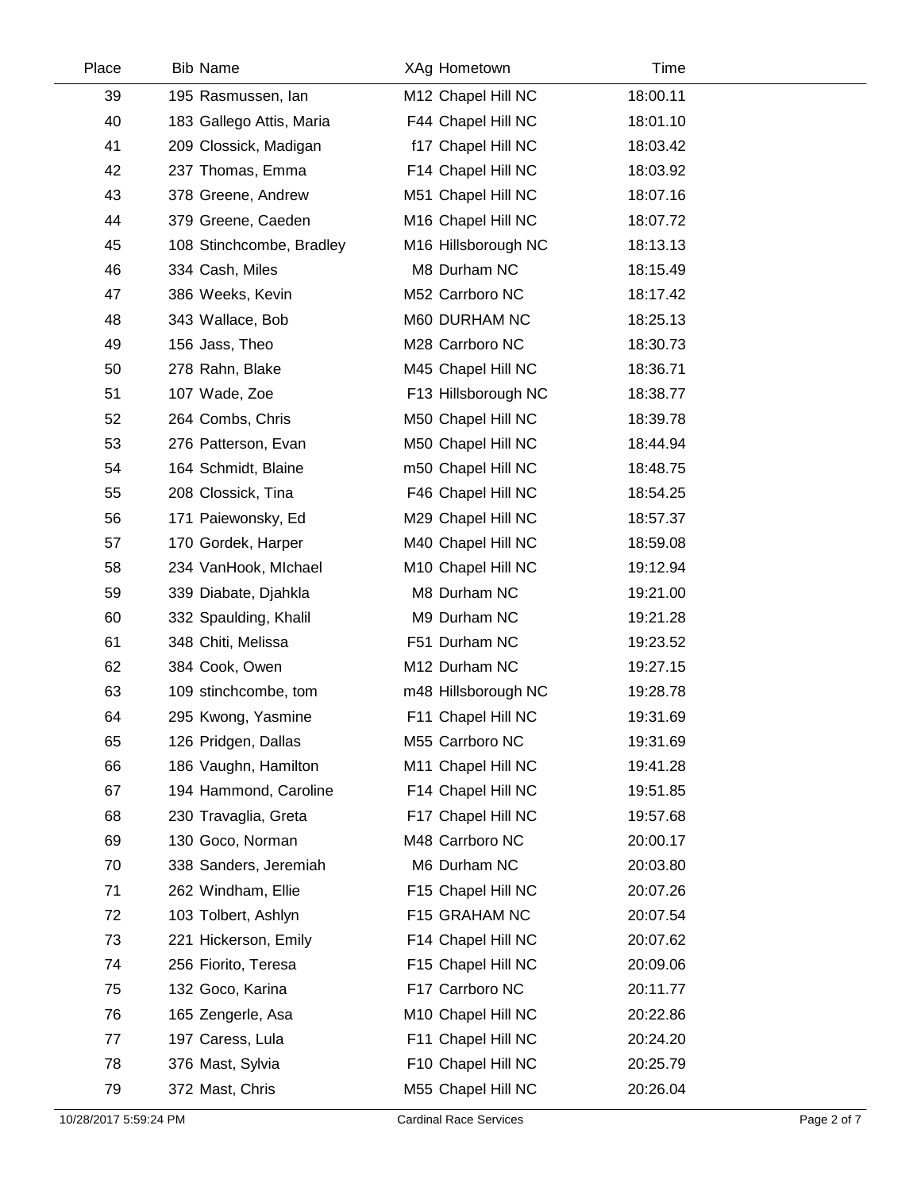| Place | Bib | Name | XAg | Hometown | Time |
|---|---|---|---|---|---|
| 39 | 195 | Rasmussen, Ian | M12 | Chapel Hill NC | 18:00.11 |
| 40 | 183 | Gallego Attis, Maria | F44 | Chapel Hill NC | 18:01.10 |
| 41 | 209 | Clossick, Madigan | f17 | Chapel Hill NC | 18:03.42 |
| 42 | 237 | Thomas, Emma | F14 | Chapel Hill NC | 18:03.92 |
| 43 | 378 | Greene, Andrew | M51 | Chapel Hill NC | 18:07.16 |
| 44 | 379 | Greene, Caeden | M16 | Chapel Hill NC | 18:07.72 |
| 45 | 108 | Stinchcombe, Bradley | M16 | Hillsborough NC | 18:13.13 |
| 46 | 334 | Cash, Miles | M8 | Durham NC | 18:15.49 |
| 47 | 386 | Weeks, Kevin | M52 | Carrboro NC | 18:17.42 |
| 48 | 343 | Wallace, Bob | M60 | DURHAM NC | 18:25.13 |
| 49 | 156 | Jass, Theo | M28 | Carrboro NC | 18:30.73 |
| 50 | 278 | Rahn, Blake | M45 | Chapel Hill NC | 18:36.71 |
| 51 | 107 | Wade, Zoe | F13 | Hillsborough NC | 18:38.77 |
| 52 | 264 | Combs, Chris | M50 | Chapel Hill NC | 18:39.78 |
| 53 | 276 | Patterson, Evan | M50 | Chapel Hill NC | 18:44.94 |
| 54 | 164 | Schmidt, Blaine | m50 | Chapel Hill NC | 18:48.75 |
| 55 | 208 | Clossick, Tina | F46 | Chapel Hill NC | 18:54.25 |
| 56 | 171 | Paiewonsky, Ed | M29 | Chapel Hill NC | 18:57.37 |
| 57 | 170 | Gordek, Harper | M40 | Chapel Hill NC | 18:59.08 |
| 58 | 234 | VanHook, MIchael | M10 | Chapel Hill NC | 19:12.94 |
| 59 | 339 | Diabate, Djahkla | M8 | Durham NC | 19:21.00 |
| 60 | 332 | Spaulding, Khalil | M9 | Durham NC | 19:21.28 |
| 61 | 348 | Chiti, Melissa | F51 | Durham NC | 19:23.52 |
| 62 | 384 | Cook, Owen | M12 | Durham NC | 19:27.15 |
| 63 | 109 | stinchcombe, tom | m48 | Hillsborough NC | 19:28.78 |
| 64 | 295 | Kwong, Yasmine | F11 | Chapel Hill NC | 19:31.69 |
| 65 | 126 | Pridgen, Dallas | M55 | Carrboro NC | 19:31.69 |
| 66 | 186 | Vaughn, Hamilton | M11 | Chapel Hill NC | 19:41.28 |
| 67 | 194 | Hammond, Caroline | F14 | Chapel Hill NC | 19:51.85 |
| 68 | 230 | Travaglia, Greta | F17 | Chapel Hill NC | 19:57.68 |
| 69 | 130 | Goco, Norman | M48 | Carrboro NC | 20:00.17 |
| 70 | 338 | Sanders, Jeremiah | M6 | Durham NC | 20:03.80 |
| 71 | 262 | Windham, Ellie | F15 | Chapel Hill NC | 20:07.26 |
| 72 | 103 | Tolbert, Ashlyn | F15 | GRAHAM NC | 20:07.54 |
| 73 | 221 | Hickerson, Emily | F14 | Chapel Hill NC | 20:07.62 |
| 74 | 256 | Fiorito, Teresa | F15 | Chapel Hill NC | 20:09.06 |
| 75 | 132 | Goco, Karina | F17 | Carrboro NC | 20:11.77 |
| 76 | 165 | Zengerle, Asa | M10 | Chapel Hill NC | 20:22.86 |
| 77 | 197 | Caress, Lula | F11 | Chapel Hill NC | 20:24.20 |
| 78 | 376 | Mast, Sylvia | F10 | Chapel Hill NC | 20:25.79 |
| 79 | 372 | Mast, Chris | M55 | Chapel Hill NC | 20:26.04 |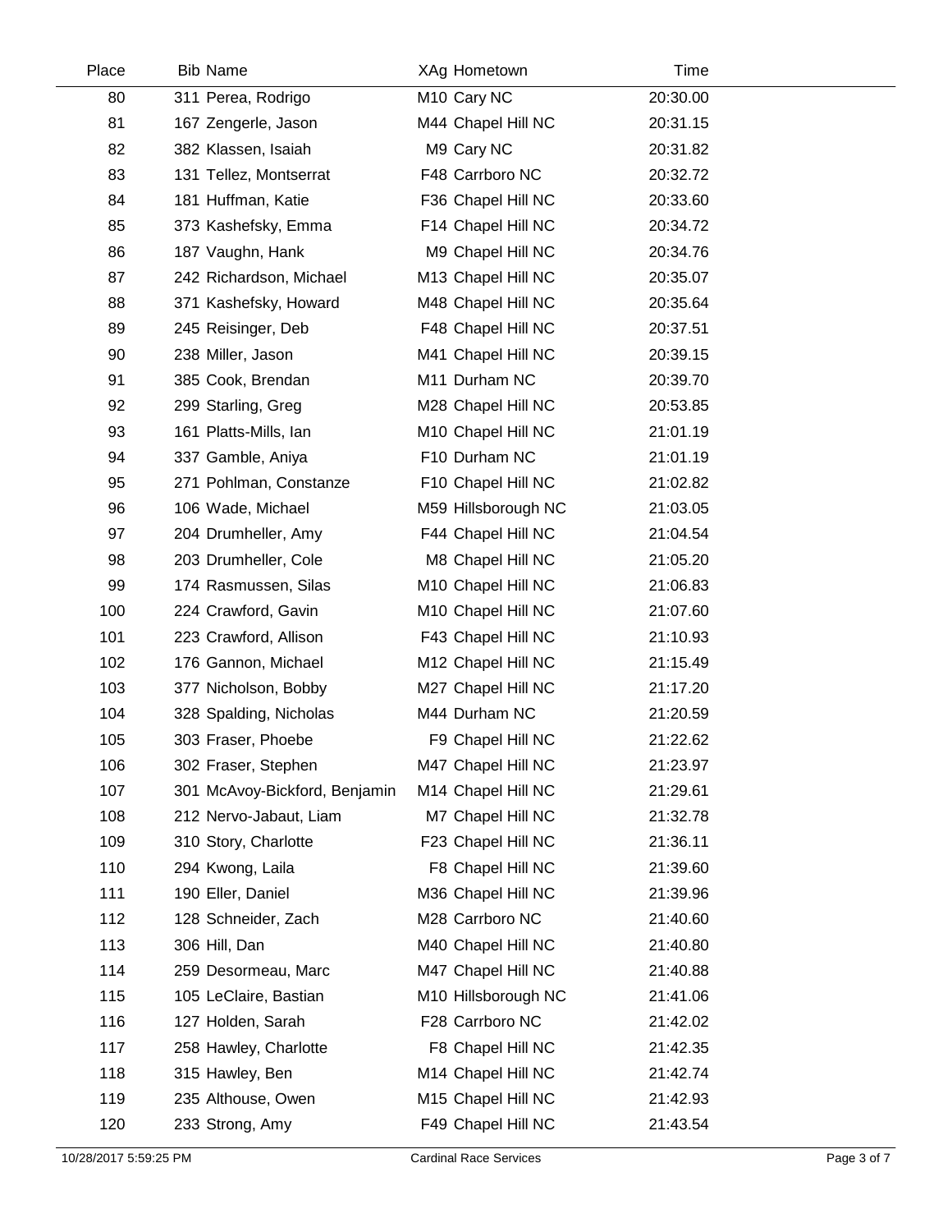| Place | Bib | Name | XAg | Hometown | Time |
|---|---|---|---|---|---|
| 80 | 311 | Perea, Rodrigo | M10 | Cary NC | 20:30.00 |
| 81 | 167 | Zengerle, Jason | M44 | Chapel Hill NC | 20:31.15 |
| 82 | 382 | Klassen, Isaiah | M9 | Cary NC | 20:31.82 |
| 83 | 131 | Tellez, Montserrat | F48 | Carrboro NC | 20:32.72 |
| 84 | 181 | Huffman, Katie | F36 | Chapel Hill NC | 20:33.60 |
| 85 | 373 | Kashefsky, Emma | F14 | Chapel Hill NC | 20:34.72 |
| 86 | 187 | Vaughn, Hank | M9 | Chapel Hill NC | 20:34.76 |
| 87 | 242 | Richardson, Michael | M13 | Chapel Hill NC | 20:35.07 |
| 88 | 371 | Kashefsky, Howard | M48 | Chapel Hill NC | 20:35.64 |
| 89 | 245 | Reisinger, Deb | F48 | Chapel Hill NC | 20:37.51 |
| 90 | 238 | Miller, Jason | M41 | Chapel Hill NC | 20:39.15 |
| 91 | 385 | Cook, Brendan | M11 | Durham NC | 20:39.70 |
| 92 | 299 | Starling, Greg | M28 | Chapel Hill NC | 20:53.85 |
| 93 | 161 | Platts-Mills, Ian | M10 | Chapel Hill NC | 21:01.19 |
| 94 | 337 | Gamble, Aniya | F10 | Durham NC | 21:01.19 |
| 95 | 271 | Pohlman, Constanze | F10 | Chapel Hill NC | 21:02.82 |
| 96 | 106 | Wade, Michael | M59 | Hillsborough NC | 21:03.05 |
| 97 | 204 | Drumheller, Amy | F44 | Chapel Hill NC | 21:04.54 |
| 98 | 203 | Drumheller, Cole | M8 | Chapel Hill NC | 21:05.20 |
| 99 | 174 | Rasmussen, Silas | M10 | Chapel Hill NC | 21:06.83 |
| 100 | 224 | Crawford, Gavin | M10 | Chapel Hill NC | 21:07.60 |
| 101 | 223 | Crawford, Allison | F43 | Chapel Hill NC | 21:10.93 |
| 102 | 176 | Gannon, Michael | M12 | Chapel Hill NC | 21:15.49 |
| 103 | 377 | Nicholson, Bobby | M27 | Chapel Hill NC | 21:17.20 |
| 104 | 328 | Spalding, Nicholas | M44 | Durham NC | 21:20.59 |
| 105 | 303 | Fraser, Phoebe | F9 | Chapel Hill NC | 21:22.62 |
| 106 | 302 | Fraser, Stephen | M47 | Chapel Hill NC | 21:23.97 |
| 107 | 301 | McAvoy-Bickford, Benjamin | M14 | Chapel Hill NC | 21:29.61 |
| 108 | 212 | Nervo-Jabaut, Liam | M7 | Chapel Hill NC | 21:32.78 |
| 109 | 310 | Story, Charlotte | F23 | Chapel Hill NC | 21:36.11 |
| 110 | 294 | Kwong, Laila | F8 | Chapel Hill NC | 21:39.60 |
| 111 | 190 | Eller, Daniel | M36 | Chapel Hill NC | 21:39.96 |
| 112 | 128 | Schneider, Zach | M28 | Carrboro NC | 21:40.60 |
| 113 | 306 | Hill, Dan | M40 | Chapel Hill NC | 21:40.80 |
| 114 | 259 | Desormeau, Marc | M47 | Chapel Hill NC | 21:40.88 |
| 115 | 105 | LeClaire, Bastian | M10 | Hillsborough NC | 21:41.06 |
| 116 | 127 | Holden, Sarah | F28 | Carrboro NC | 21:42.02 |
| 117 | 258 | Hawley, Charlotte | F8 | Chapel Hill NC | 21:42.35 |
| 118 | 315 | Hawley, Ben | M14 | Chapel Hill NC | 21:42.74 |
| 119 | 235 | Althouse, Owen | M15 | Chapel Hill NC | 21:42.93 |
| 120 | 233 | Strong, Amy | F49 | Chapel Hill NC | 21:43.54 |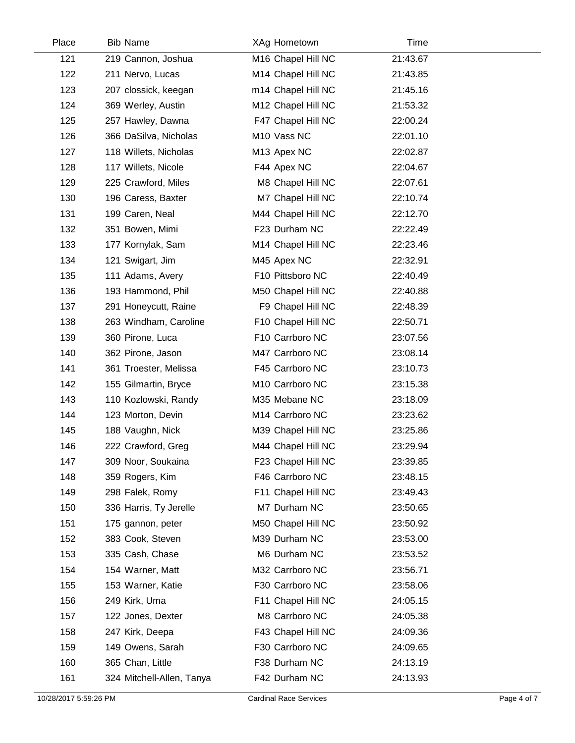| Place | Bib | Name | XAg | Hometown | Time |
|---|---|---|---|---|---|
| 121 | 219 | Cannon, Joshua | M16 | Chapel Hill NC | 21:43.67 |
| 122 | 211 | Nervo, Lucas | M14 | Chapel Hill NC | 21:43.85 |
| 123 | 207 | clossick, keegan | m14 | Chapel Hill NC | 21:45.16 |
| 124 | 369 | Werley, Austin | M12 | Chapel Hill NC | 21:53.32 |
| 125 | 257 | Hawley, Dawna | F47 | Chapel Hill NC | 22:00.24 |
| 126 | 366 | DaSilva, Nicholas | M10 | Vass NC | 22:01.10 |
| 127 | 118 | Willets, Nicholas | M13 | Apex NC | 22:02.87 |
| 128 | 117 | Willets, Nicole | F44 | Apex NC | 22:04.67 |
| 129 | 225 | Crawford, Miles | M8 | Chapel Hill NC | 22:07.61 |
| 130 | 196 | Caress, Baxter | M7 | Chapel Hill NC | 22:10.74 |
| 131 | 199 | Caren, Neal | M44 | Chapel Hill NC | 22:12.70 |
| 132 | 351 | Bowen, Mimi | F23 | Durham NC | 22:22.49 |
| 133 | 177 | Kornylak, Sam | M14 | Chapel Hill NC | 22:23.46 |
| 134 | 121 | Swigart, Jim | M45 | Apex NC | 22:32.91 |
| 135 | 111 | Adams, Avery | F10 | Pittsboro NC | 22:40.49 |
| 136 | 193 | Hammond, Phil | M50 | Chapel Hill NC | 22:40.88 |
| 137 | 291 | Honeycutt, Raine | F9 | Chapel Hill NC | 22:48.39 |
| 138 | 263 | Windham, Caroline | F10 | Chapel Hill NC | 22:50.71 |
| 139 | 360 | Pirone, Luca | F10 | Carrboro NC | 23:07.56 |
| 140 | 362 | Pirone, Jason | M47 | Carrboro NC | 23:08.14 |
| 141 | 361 | Troester, Melissa | F45 | Carrboro NC | 23:10.73 |
| 142 | 155 | Gilmartin, Bryce | M10 | Carrboro NC | 23:15.38 |
| 143 | 110 | Kozlowski, Randy | M35 | Mebane NC | 23:18.09 |
| 144 | 123 | Morton, Devin | M14 | Carrboro NC | 23:23.62 |
| 145 | 188 | Vaughn, Nick | M39 | Chapel Hill NC | 23:25.86 |
| 146 | 222 | Crawford, Greg | M44 | Chapel Hill NC | 23:29.94 |
| 147 | 309 | Noor, Soukaina | F23 | Chapel Hill NC | 23:39.85 |
| 148 | 359 | Rogers, Kim | F46 | Carrboro NC | 23:48.15 |
| 149 | 298 | Falek, Romy | F11 | Chapel Hill NC | 23:49.43 |
| 150 | 336 | Harris, Ty Jerelle | M7 | Durham NC | 23:50.65 |
| 151 | 175 | gannon, peter | M50 | Chapel Hill NC | 23:50.92 |
| 152 | 383 | Cook, Steven | M39 | Durham NC | 23:53.00 |
| 153 | 335 | Cash, Chase | M6 | Durham NC | 23:53.52 |
| 154 | 154 | Warner, Matt | M32 | Carrboro NC | 23:56.71 |
| 155 | 153 | Warner, Katie | F30 | Carrboro NC | 23:58.06 |
| 156 | 249 | Kirk, Uma | F11 | Chapel Hill NC | 24:05.15 |
| 157 | 122 | Jones, Dexter | M8 | Carrboro NC | 24:05.38 |
| 158 | 247 | Kirk, Deepa | F43 | Chapel Hill NC | 24:09.36 |
| 159 | 149 | Owens, Sarah | F30 | Carrboro NC | 24:09.65 |
| 160 | 365 | Chan, Little | F38 | Durham NC | 24:13.19 |
| 161 | 324 | Mitchell-Allen, Tanya | F42 | Durham NC | 24:13.93 |

10/28/2017 5:59:26 PM    Cardinal Race Services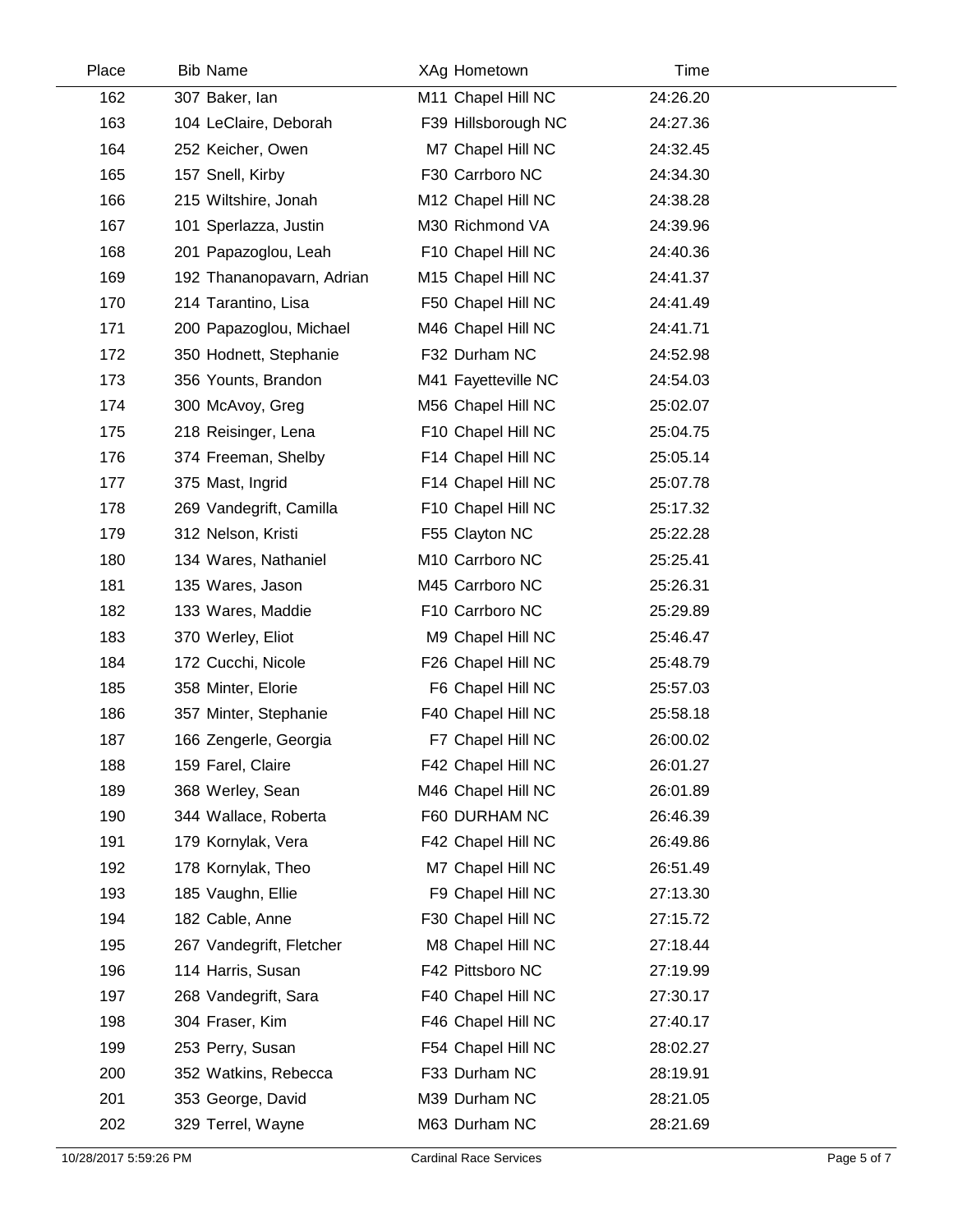| Place | Bib | Name | XAg | Hometown | Time |
|---|---|---|---|---|---|
| 162 | 307 | Baker, Ian | M11 | Chapel Hill NC | 24:26.20 |
| 163 | 104 | LeClaire, Deborah | F39 | Hillsborough NC | 24:27.36 |
| 164 | 252 | Keicher, Owen | M7 | Chapel Hill NC | 24:32.45 |
| 165 | 157 | Snell, Kirby | F30 | Carrboro NC | 24:34.30 |
| 166 | 215 | Wiltshire, Jonah | M12 | Chapel Hill NC | 24:38.28 |
| 167 | 101 | Sperlazza, Justin | M30 | Richmond VA | 24:39.96 |
| 168 | 201 | Papazoglou, Leah | F10 | Chapel Hill NC | 24:40.36 |
| 169 | 192 | Thananopavarn, Adrian | M15 | Chapel Hill NC | 24:41.37 |
| 170 | 214 | Tarantino, Lisa | F50 | Chapel Hill NC | 24:41.49 |
| 171 | 200 | Papazoglou, Michael | M46 | Chapel Hill NC | 24:41.71 |
| 172 | 350 | Hodnett, Stephanie | F32 | Durham NC | 24:52.98 |
| 173 | 356 | Younts, Brandon | M41 | Fayetteville NC | 24:54.03 |
| 174 | 300 | McAvoy, Greg | M56 | Chapel Hill NC | 25:02.07 |
| 175 | 218 | Reisinger, Lena | F10 | Chapel Hill NC | 25:04.75 |
| 176 | 374 | Freeman, Shelby | F14 | Chapel Hill NC | 25:05.14 |
| 177 | 375 | Mast, Ingrid | F14 | Chapel Hill NC | 25:07.78 |
| 178 | 269 | Vandegrift, Camilla | F10 | Chapel Hill NC | 25:17.32 |
| 179 | 312 | Nelson, Kristi | F55 | Clayton NC | 25:22.28 |
| 180 | 134 | Wares, Nathaniel | M10 | Carrboro NC | 25:25.41 |
| 181 | 135 | Wares, Jason | M45 | Carrboro NC | 25:26.31 |
| 182 | 133 | Wares, Maddie | F10 | Carrboro NC | 25:29.89 |
| 183 | 370 | Werley, Eliot | M9 | Chapel Hill NC | 25:46.47 |
| 184 | 172 | Cucchi, Nicole | F26 | Chapel Hill NC | 25:48.79 |
| 185 | 358 | Minter, Elorie | F6 | Chapel Hill NC | 25:57.03 |
| 186 | 357 | Minter, Stephanie | F40 | Chapel Hill NC | 25:58.18 |
| 187 | 166 | Zengerle, Georgia | F7 | Chapel Hill NC | 26:00.02 |
| 188 | 159 | Farel, Claire | F42 | Chapel Hill NC | 26:01.27 |
| 189 | 368 | Werley, Sean | M46 | Chapel Hill NC | 26:01.89 |
| 190 | 344 | Wallace, Roberta | F60 | DURHAM NC | 26:46.39 |
| 191 | 179 | Kornylak, Vera | F42 | Chapel Hill NC | 26:49.86 |
| 192 | 178 | Kornylak, Theo | M7 | Chapel Hill NC | 26:51.49 |
| 193 | 185 | Vaughn, Ellie | F9 | Chapel Hill NC | 27:13.30 |
| 194 | 182 | Cable, Anne | F30 | Chapel Hill NC | 27:15.72 |
| 195 | 267 | Vandegrift, Fletcher | M8 | Chapel Hill NC | 27:18.44 |
| 196 | 114 | Harris, Susan | F42 | Pittsboro NC | 27:19.99 |
| 197 | 268 | Vandegrift, Sara | F40 | Chapel Hill NC | 27:30.17 |
| 198 | 304 | Fraser, Kim | F46 | Chapel Hill NC | 27:40.17 |
| 199 | 253 | Perry, Susan | F54 | Chapel Hill NC | 28:02.27 |
| 200 | 352 | Watkins, Rebecca | F33 | Durham NC | 28:19.91 |
| 201 | 353 | George, David | M39 | Durham NC | 28:21.05 |
| 202 | 329 | Terrel, Wayne | M63 | Durham NC | 28:21.69 |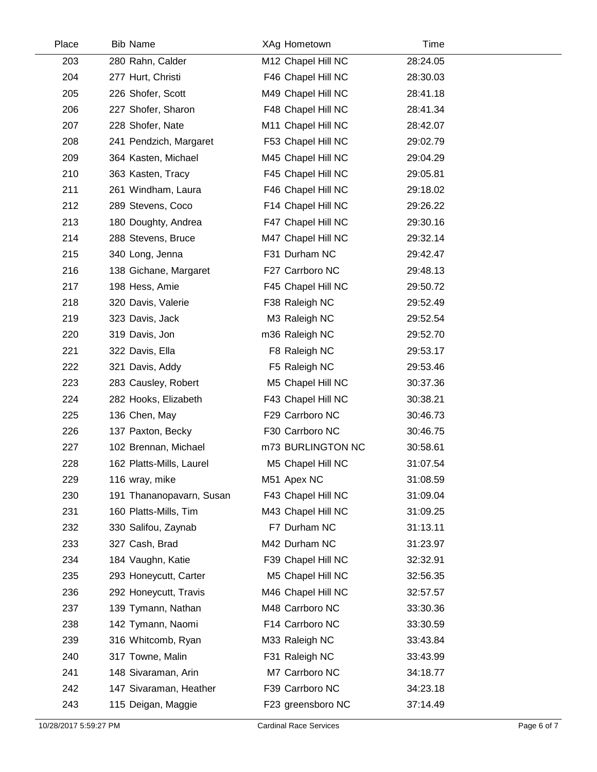| Place | Bib | Name | XAg | Hometown | Time |
|---|---|---|---|---|---|
| 203 | 280 | Rahn, Calder | M12 | Chapel Hill NC | 28:24.05 |
| 204 | 277 | Hurt, Christi | F46 | Chapel Hill NC | 28:30.03 |
| 205 | 226 | Shofer, Scott | M49 | Chapel Hill NC | 28:41.18 |
| 206 | 227 | Shofer, Sharon | F48 | Chapel Hill NC | 28:41.34 |
| 207 | 228 | Shofer, Nate | M11 | Chapel Hill NC | 28:42.07 |
| 208 | 241 | Pendzich, Margaret | F53 | Chapel Hill NC | 29:02.79 |
| 209 | 364 | Kasten, Michael | M45 | Chapel Hill NC | 29:04.29 |
| 210 | 363 | Kasten, Tracy | F45 | Chapel Hill NC | 29:05.81 |
| 211 | 261 | Windham, Laura | F46 | Chapel Hill NC | 29:18.02 |
| 212 | 289 | Stevens, Coco | F14 | Chapel Hill NC | 29:26.22 |
| 213 | 180 | Doughty, Andrea | F47 | Chapel Hill NC | 29:30.16 |
| 214 | 288 | Stevens, Bruce | M47 | Chapel Hill NC | 29:32.14 |
| 215 | 340 | Long, Jenna | F31 | Durham NC | 29:42.47 |
| 216 | 138 | Gichane, Margaret | F27 | Carrboro NC | 29:48.13 |
| 217 | 198 | Hess, Amie | F45 | Chapel Hill NC | 29:50.72 |
| 218 | 320 | Davis, Valerie | F38 | Raleigh NC | 29:52.49 |
| 219 | 323 | Davis, Jack | M3 | Raleigh NC | 29:52.54 |
| 220 | 319 | Davis, Jon | m36 | Raleigh NC | 29:52.70 |
| 221 | 322 | Davis, Ella | F8 | Raleigh NC | 29:53.17 |
| 222 | 321 | Davis, Addy | F5 | Raleigh NC | 29:53.46 |
| 223 | 283 | Causley, Robert | M5 | Chapel Hill NC | 30:37.36 |
| 224 | 282 | Hooks, Elizabeth | F43 | Chapel Hill NC | 30:38.21 |
| 225 | 136 | Chen, May | F29 | Carrboro NC | 30:46.73 |
| 226 | 137 | Paxton, Becky | F30 | Carrboro NC | 30:46.75 |
| 227 | 102 | Brennan, Michael | m73 | BURLINGTON NC | 30:58.61 |
| 228 | 162 | Platts-Mills, Laurel | M5 | Chapel Hill NC | 31:07.54 |
| 229 | 116 | wray, mike | M51 | Apex NC | 31:08.59 |
| 230 | 191 | Thananopavarn, Susan | F43 | Chapel Hill NC | 31:09.04 |
| 231 | 160 | Platts-Mills, Tim | M43 | Chapel Hill NC | 31:09.25 |
| 232 | 330 | Salifou, Zaynab | F7 | Durham NC | 31:13.11 |
| 233 | 327 | Cash, Brad | M42 | Durham NC | 31:23.97 |
| 234 | 184 | Vaughn, Katie | F39 | Chapel Hill NC | 32:32.91 |
| 235 | 293 | Honeycutt, Carter | M5 | Chapel Hill NC | 32:56.35 |
| 236 | 292 | Honeycutt, Travis | M46 | Chapel Hill NC | 32:57.57 |
| 237 | 139 | Tymann, Nathan | M48 | Carrboro NC | 33:30.36 |
| 238 | 142 | Tymann, Naomi | F14 | Carrboro NC | 33:30.59 |
| 239 | 316 | Whitcomb, Ryan | M33 | Raleigh NC | 33:43.84 |
| 240 | 317 | Towne, Malin | F31 | Raleigh NC | 33:43.99 |
| 241 | 148 | Sivaraman, Arin | M7 | Carrboro NC | 34:18.77 |
| 242 | 147 | Sivaraman, Heather | F39 | Carrboro NC | 34:23.18 |
| 243 | 115 | Deigan, Maggie | F23 | greensboro NC | 37:14.49 |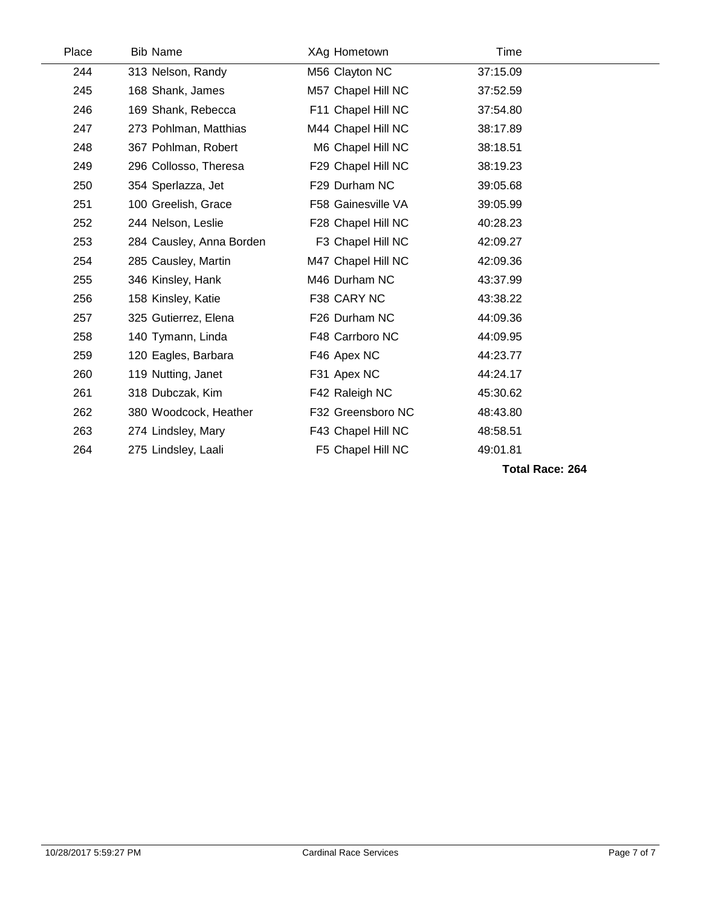| Place | Bib | Name | XAg | Hometown | Time |
|---|---|---|---|---|---|
| 244 | 313 | Nelson, Randy | M56 | Clayton NC | 37:15.09 |
| 245 | 168 | Shank, James | M57 | Chapel Hill NC | 37:52.59 |
| 246 | 169 | Shank, Rebecca | F11 | Chapel Hill NC | 37:54.80 |
| 247 | 273 | Pohlman, Matthias | M44 | Chapel Hill NC | 38:17.89 |
| 248 | 367 | Pohlman, Robert | M6 | Chapel Hill NC | 38:18.51 |
| 249 | 296 | Collosso, Theresa | F29 | Chapel Hill NC | 38:19.23 |
| 250 | 354 | Sperlazza, Jet | F29 | Durham NC | 39:05.68 |
| 251 | 100 | Greelish, Grace | F58 | Gainesville VA | 39:05.99 |
| 252 | 244 | Nelson, Leslie | F28 | Chapel Hill NC | 40:28.23 |
| 253 | 284 | Causley, Anna Borden | F3 | Chapel Hill NC | 42:09.27 |
| 254 | 285 | Causley, Martin | M47 | Chapel Hill NC | 42:09.36 |
| 255 | 346 | Kinsley, Hank | M46 | Durham NC | 43:37.99 |
| 256 | 158 | Kinsley, Katie | F38 | CARY NC | 43:38.22 |
| 257 | 325 | Gutierrez, Elena | F26 | Durham NC | 44:09.36 |
| 258 | 140 | Tymann, Linda | F48 | Carrboro NC | 44:09.95 |
| 259 | 120 | Eagles, Barbara | F46 | Apex NC | 44:23.77 |
| 260 | 119 | Nutting, Janet | F31 | Apex NC | 44:24.17 |
| 261 | 318 | Dubczak, Kim | F42 | Raleigh NC | 45:30.62 |
| 262 | 380 | Woodcock, Heather | F32 | Greensboro NC | 48:43.80 |
| 263 | 274 | Lindsley, Mary | F43 | Chapel Hill NC | 48:58.51 |
| 264 | 275 | Lindsley, Laali | F5 | Chapel Hill NC | 49:01.81 |

**Total Race: 264**

10/28/2017 5:59:27 PM Cardinal Race Services